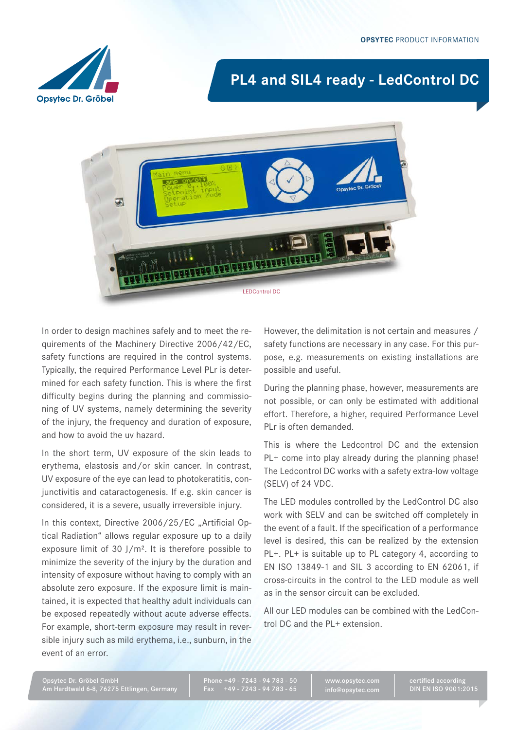# PL4 and SIL4 ready - LedControl DC

LEDControl DC

In order to design machines safely and to meet the requirements of the Machinery Directive 2006/42/EC, safety functions are required in the control systems. Typically, the required Performance Level PLr is determined for each safety function. This is where the first difficulty begins during the planning and commissioning of UV systems, namely determining the severity of the injury, the frequency and duration of exposure, and how to avoid the uv hazard.

In the short term, UV exposure of the skin leads to erythema, elastosis and/or skin cancer. In contrast, UV exposure of the eye can lead to photokeratitis, conjunctivitis and cataractogenesis. If e.g. skin cancer is considered, it is a severe, usually irreversible injury.

In this context, Directive 2006/25/EC „Artificial Optical Radiation" allows regular exposure up to a daily exposure limit of 30 J/m². It is therefore possible to minimize the severity of the injury by the duration and intensity of exposure without having to comply with an absolute zero exposure. If the exposure limit is maintained, it is expected that healthy adult individuals can be exposed repeatedly without acute adverse effects. For example, short-term exposure may result in reversible injury such as mild erythema, i.e., sunburn, in the event of an error.

However, the delimitation is not certain and measures / safety functions are necessary in any case. For this purpose, e.g. measurements on existing installations are possible and useful.

During the planning phase, however, measurements are not possible, or can only be estimated with additional effort. Therefore, a higher, required Performance Level PLr is often demanded.

This is where the Ledcontrol DC and the extension PL+ come into play already during the planning phase! The Ledcontrol DC works with a safety extra-low voltage (SELV) of 24 VDC.

The LED modules controlled by the LedControl DC also work with SELV and can be switched off completely in the event of a fault. If the specification of a performance level is desired, this can be realized by the extension PL+. PL+ is suitable up to PL category 4, according to EN ISO 13849-1 and SIL 3 according to EN 62061, if cross-circuits in the control to the LED module as well as in the sensor circuit can be excluded.

All our LED modules can be combined with the LedControl DC and the PL+ extension.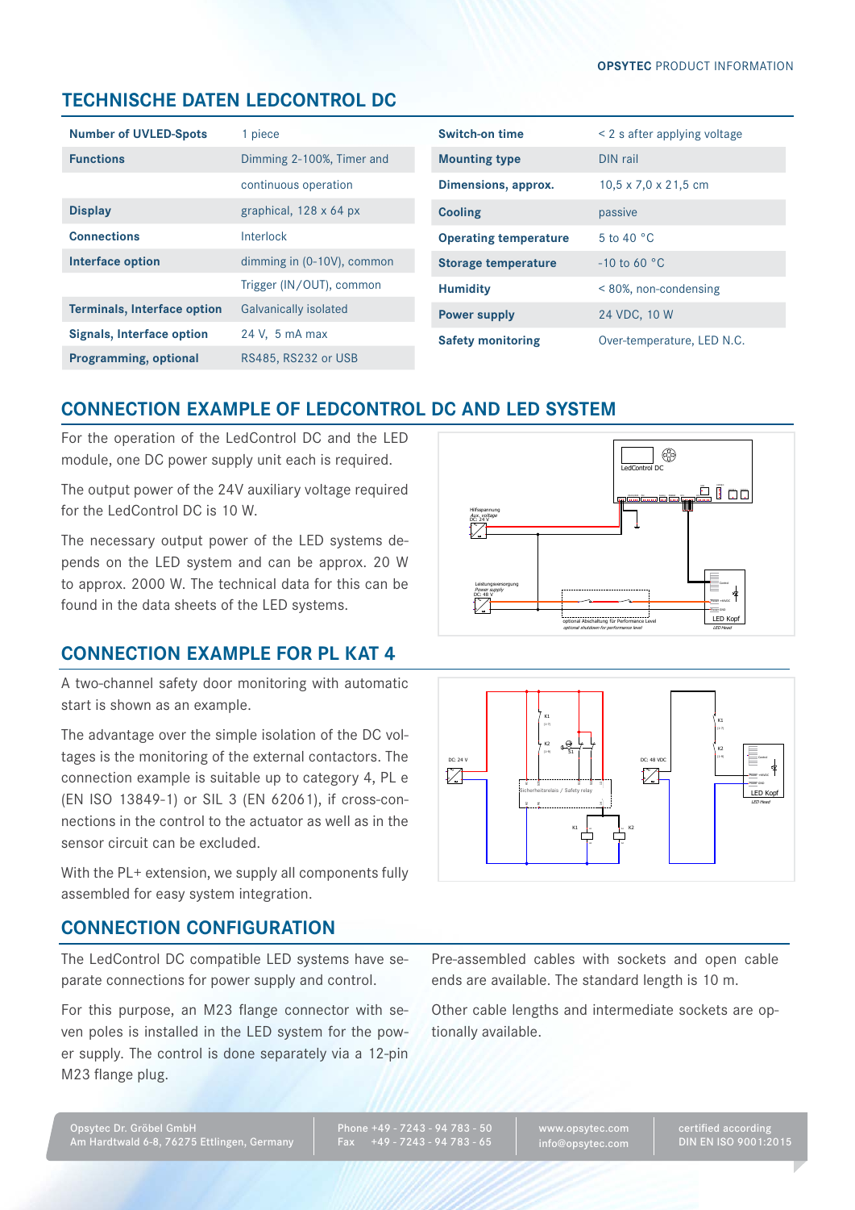## TECHNISCHE DATEN LEDCONTROL DC

| | |
|---|---|
| **Number of UVLED-Spots** | 1 piece |
| **Functions** | Dimming 2-100%, Timer and continuous operation |
| **Display** | graphical, 128 x 64 px |
| **Connections** | Interlock |
| **Interface option** | dimming in (0-10V), common Trigger (IN/OUT), common |
| **Terminals, Interface option** | Galvanically isolated |
| **Signals, Interface option** | 24 V, 5 mA max |
| **Programming, optional** | RS485, RS232 or USB |

| | |
|---|---|
| **Switch-on time** | < 2 s after applying voltage |
| **Mounting type** | DIN rail |
| **Dimensions, approx.** | 10,5 x 7,0 x 21,5 cm |
| **Cooling** | passive |
| **Operating temperature** | 5 to 40 °C |
| **Storage temperature** | -10 to 60 °C |
| **Humidity** | < 80%, non-condensing |
| **Power supply** | 24 VDC, 10 W |
| **Safety monitoring** | Over-temperature, LED N.C. |

## CONNECTION EXAMPLE OF LEDCONTROL DC AND LED SYSTEM

For the operation of the LedControl DC and the LED module, one DC power supply unit each is required.

The output power of the 24V auxiliary voltage required for the LedControl DC is 10 W.

The necessary output power of the LED systems depends on the LED system and can be approx. 20 W to approx. 2000 W. The technical data for this can be found in the data sheets of the LED systems.

## CONNECTION EXAMPLE FOR PL KAT 4

A two-channel safety door monitoring with automatic start is shown as an example.

The advantage over the simple isolation of the DC voltages is the monitoring of the external contactors. The connection example is suitable up to category 4, PL e (EN ISO 13849-1) or SIL 3 (EN 62061), if cross-connections in the control to the actuator as well as in the sensor circuit can be excluded.

With the PL+ extension, we supply all components fully assembled for easy system integration.

## CONNECTION CONFIGURATION

The LedControl DC compatible LED systems have separate connections for power supply and control.

For this purpose, an M23 flange connector with seven poles is installed in the LED system for the power supply. The control is done separately via a 12-pin M23 flange plug.

Pre-assembled cables with sockets and open cable ends are available. The standard length is 10 m.

Other cable lengths and intermediate sockets are optionally available.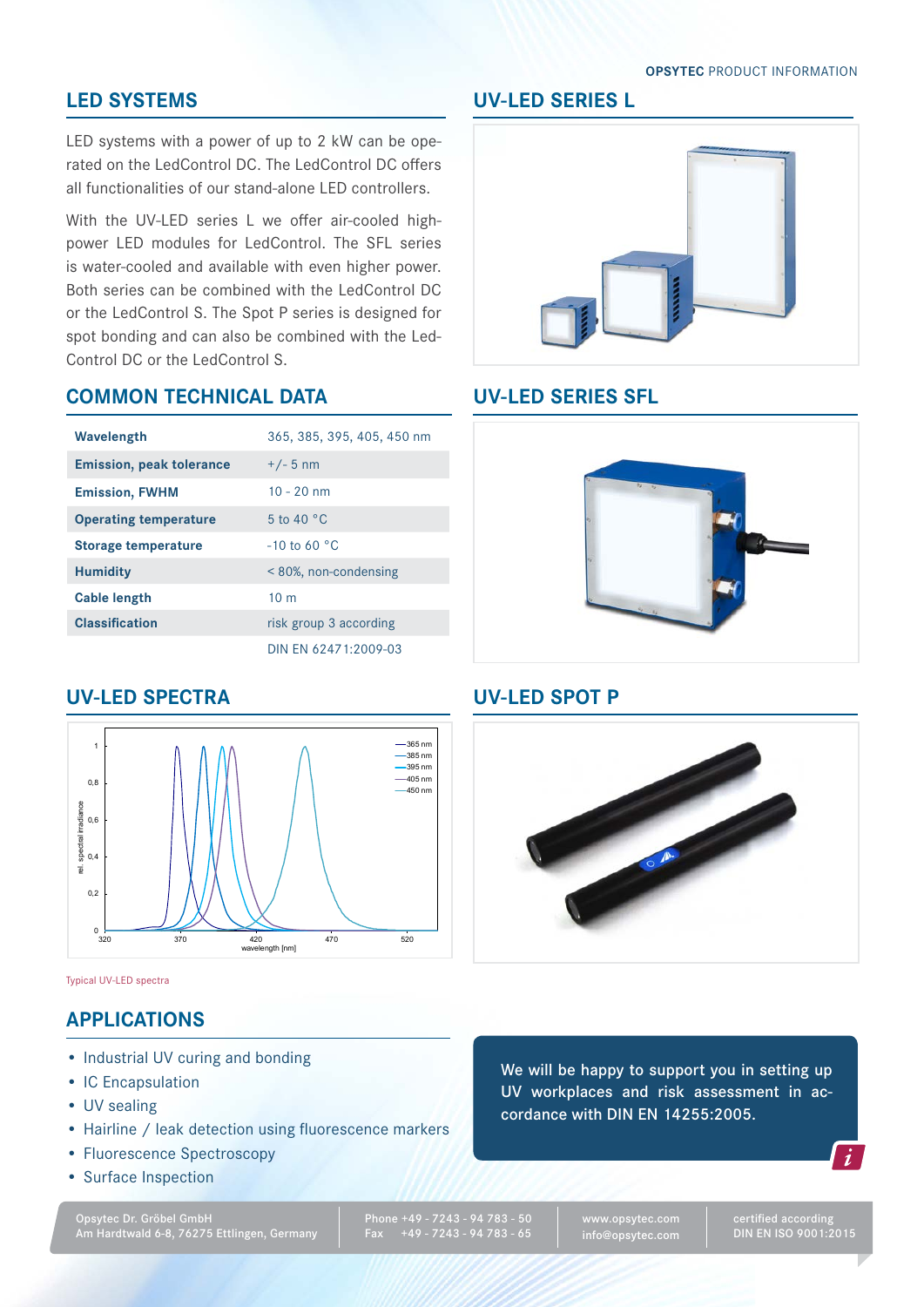## LED SYSTEMS

LED systems with a power of up to 2 kW can be operated on the LedControl DC. The LedControl DC offers all functionalities of our stand-alone LED controllers.

With the UV-LED series L we offer air-cooled high-power LED modules for LedControl. The SFL series is water-cooled and available with even higher power. Both series can be combined with the LedControl DC or the LedControl S. The Spot P series is designed for spot bonding and can also be combined with the LedControl DC or the LedControl S.

## COMMON TECHNICAL DATA

| | |
|---|---|
| **Wavelength** | 365, 385, 395, 405, 450 nm |
| **Emission, peak tolerance** | +/- 5 nm |
| **Emission, FWHM** | 10 - 20 nm |
| **Operating temperature** | 5 to 40 °C |
| **Storage temperature** | -10 to 60 °C |
| **Humidity** | < 80%, non-condensing |
| **Cable length** | 10 m |
| **Classification** | risk group 3 according DIN EN 62471:2009-03 |

## UV-LED SPECTRA

Typical UV-LED spectra

## APPLICATIONS

- Industrial UV curing and bonding
- IC Encapsulation
- UV sealing
- Hairline / leak detection using fluorescence markers
- Fluorescence Spectroscopy
- Surface Inspection

## UV-LED SERIES L

## UV-LED SERIES SFL

## UV-LED SPOT P

We will be happy to support you in setting up UV workplaces and risk assessment in accordance with DIN EN 14255:2005.

Opsytec Dr. Gröbel GmbH
Am Hardtwald 6-8, 76275 Ettlingen, Germany

Phone +49 - 7243 - 94 783 - 50
Fax +49 - 7243 - 94 783 - 65

www.opsytec.com
info@opsytec.com

certified according DIN EN ISO 9001:2015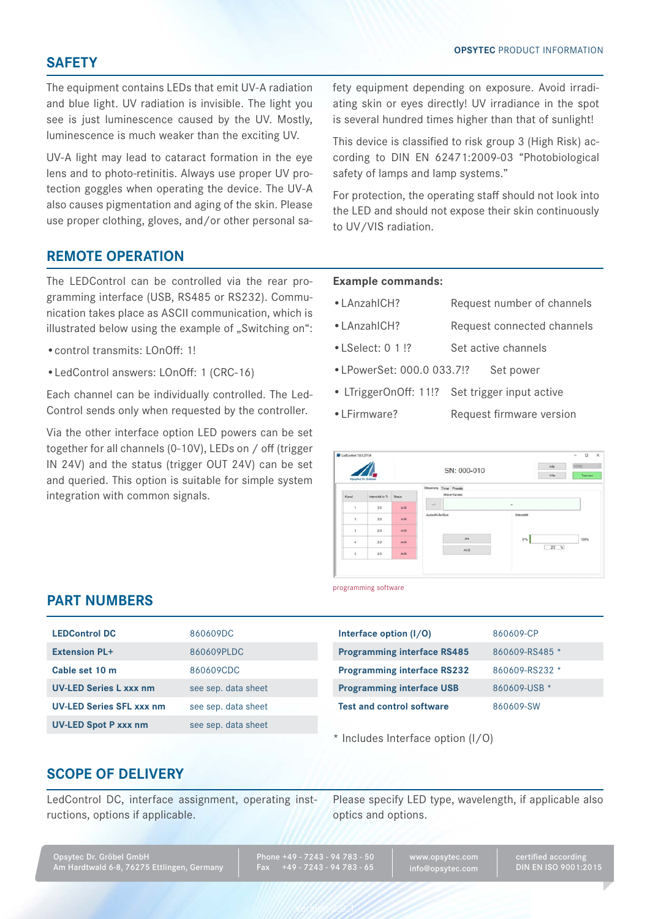## SAFETY

The equipment contains LEDs that emit UV-A radiation and blue light. UV radiation is invisible. The light you see is just luminescence caused by the UV. Mostly, luminescence is much weaker than the exciting UV.

UV-A light may lead to cataract formation in the eye lens and to photo-retinitis. Always use proper UV protection goggles when operating the device. The UV-A also causes pigmentation and aging of the skin. Please use proper clothing, gloves, and/or other personal safety equipment depending on exposure. Avoid irradiating skin or eyes directly! UV irradiance in the spot is several hundred times higher than that of sunlight!

This device is classified to risk group 3 (High Risk) according to DIN EN 62471:2009-03 “Photobiological safety of lamps and lamp systems.”

For protection, the operating staff should not look into the LED and should not expose their skin continuously to UV/VIS radiation.

## REMOTE OPERATION

The LEDControl can be controlled via the rear programming interface (USB, RS485 or RS232). Communication takes place as ASCII communication, which is illustrated below using the example of „Switching on“:

- control transmits: LOnOff: 1!
- LedControl answers: LOnOff: 1 (CRC-16)

Each channel can be individually controlled. The LedControl sends only when requested by the controller.

Via the other interface option LED powers can be set together for all channels (0-10V), LEDs on / off (trigger IN 24V) and the status (trigger OUT 24V) can be set and queried. This option is suitable for simple system integration with common signals.

**Example commands:**

- LAnzahlCH? — Request number of channels
- LAnzahlCH? — Request connected channels
- LSelect: 0 1 !? — Set active channels
- LPowerSet: 000.0 033.7!? — Set power
- LTriggerOnOff: 1 1!? — Set trigger input active
- LFirmware? — Request firmware version

programming software

## PART NUMBERS

| | |
|---|---|
| **LEDControl DC** | 860609DC |
| **Extension PL+** | 860609PLDC |
| **Cable set 10 m** | 860609CDC |
| **UV-LED Series L xxx nm** | see sep. data sheet |
| **UV-LED Series SFL xxx nm** | see sep. data sheet |
| **UV-LED Spot P xxx nm** | see sep. data sheet |
| **Interface option (I/O)** | 860609-CP |
| **Programming interface RS485** | 860609-RS485 * |
| **Programming interface RS232** | 860609-RS232 * |
| **Programming interface USB** | 860609-USB * |
| **Test and control software** | 860609-SW |

* Includes Interface option (I/O)

## SCOPE OF DELIVERY

LedControl DC, interface assignment, operating instructions, options if applicable.

Please specify LED type, wavelength, if applicable also optics and options.

Opsytec Dr. Gröbel GmbH
Am Hardtwald 6-8, 76275 Ettlingen, Germany

Phone +49 - 7243 - 94 783 - 50
Fax +49 - 7243 - 94 783 - 65

www.opsytec.com
info@opsytec.com

certified according
DIN EN ISO 9001:2015